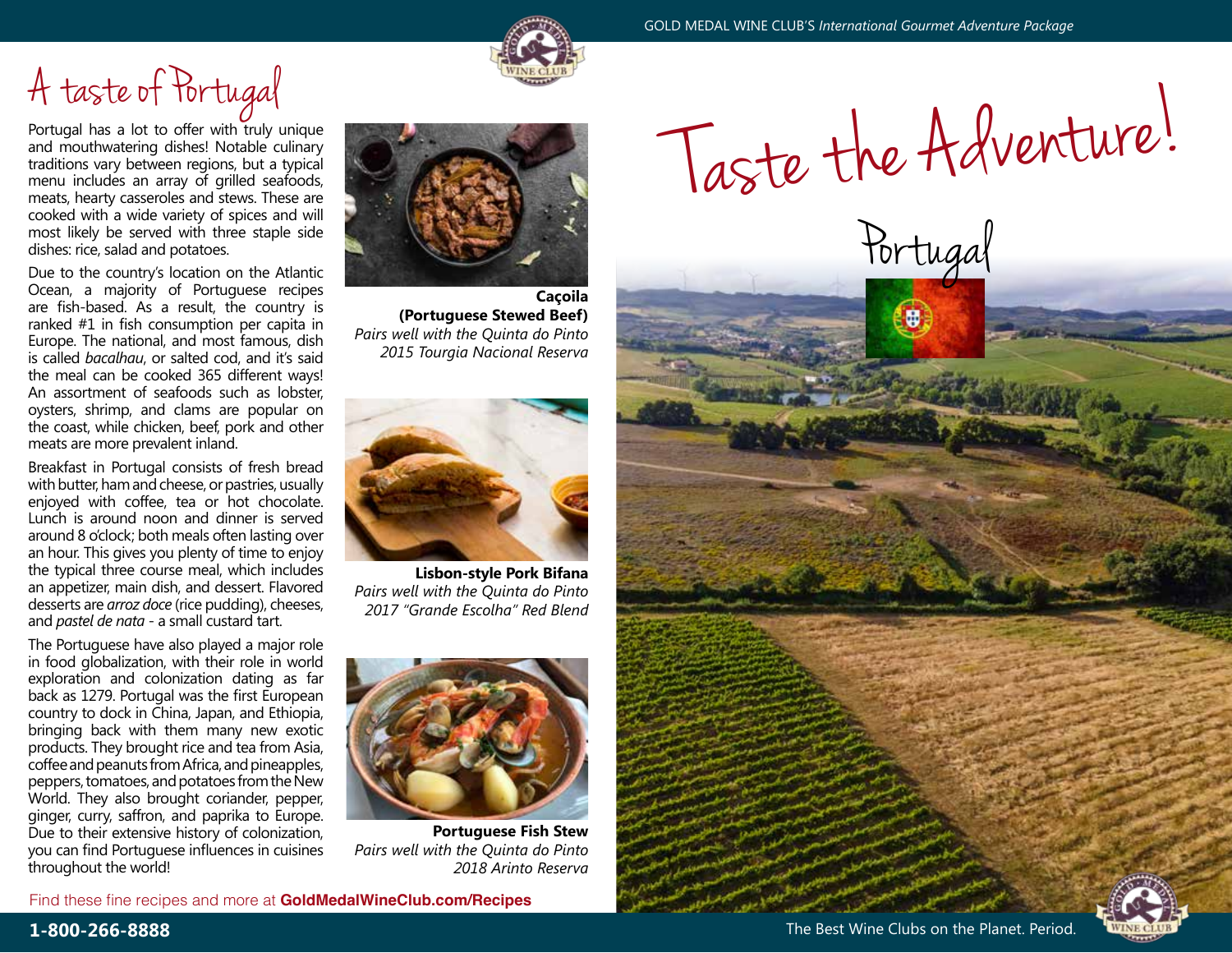# A taste of Portugal

Portugal has a lot to offer with truly unique and mouthwatering dishes! Notable culinary traditions vary between regions, but a typical menu includes an array of grilled seafoods, meats, hearty casseroles and stews. These are cooked with a wide variety of spices and will most likely be served with three staple side dishes: rice, salad and potatoes.

Due to the country's location on the Atlantic Ocean, a majority of Portuguese recipes are fish-based. As a result, the country is ranked #1 in fish consumption per capita in Europe. The national, and most famous, dish is called *bacalhau*, or salted cod, and it's said the meal can be cooked 365 different ways! An assortment of seafoods such as lobster, oysters, shrimp, and clams are popular on the coast, while chicken, beef, pork and other meats are more prevalent inland.

Breakfast in Portugal consists of fresh bread with butter, ham and cheese, or pastries, usually enjoyed with coffee, tea or hot chocolate. Lunch is around noon and dinner is served around 8 o'clock; both meals often lasting over an hour. This gives you plenty of time to enjoy the typical three course meal, which includes an appetizer, main dish, and dessert. Flavored desserts are *arroz doce* (rice pudding), cheeses, and *pastel de nata* - a small custard tart.

The Portuguese have also played a major role in food globalization, with their role in world exploration and colonization dating as far back as 1279. Portugal was the first European country to dock in China, Japan, and Ethiopia, bringing back with them many new exotic products. They brought rice and tea from Asia, coffee and peanuts from Africa, and pineapples, peppers, tomatoes, and potatoes from the New World. They also brought coriander, pepper, ginger, curry, saffron, and paprika to Europe. Due to their extensive history of colonization, you can find Portuguese influences in cuisines throughout the world!

**Caçoila (Portuguese Stewed Beef)**
*Pairs well with the Quinta do Pinto 2015 Tourgia Nacional Reserva*

**Lisbon-style Pork Bifana**
*Pairs well with the Quinta do Pinto 2017 "Grande Escolha" Red Blend*

**Portuguese Fish Stew**
*Pairs well with the Quinta do Pinto 2018 Arinto Reserva*

Find these fine recipes and more at **GoldMedalWineClub.com/Recipes**

# Taste the Adventure!

## Portugal

**1-800-266-8888**

The Best Wine Clubs on the Planet. Period.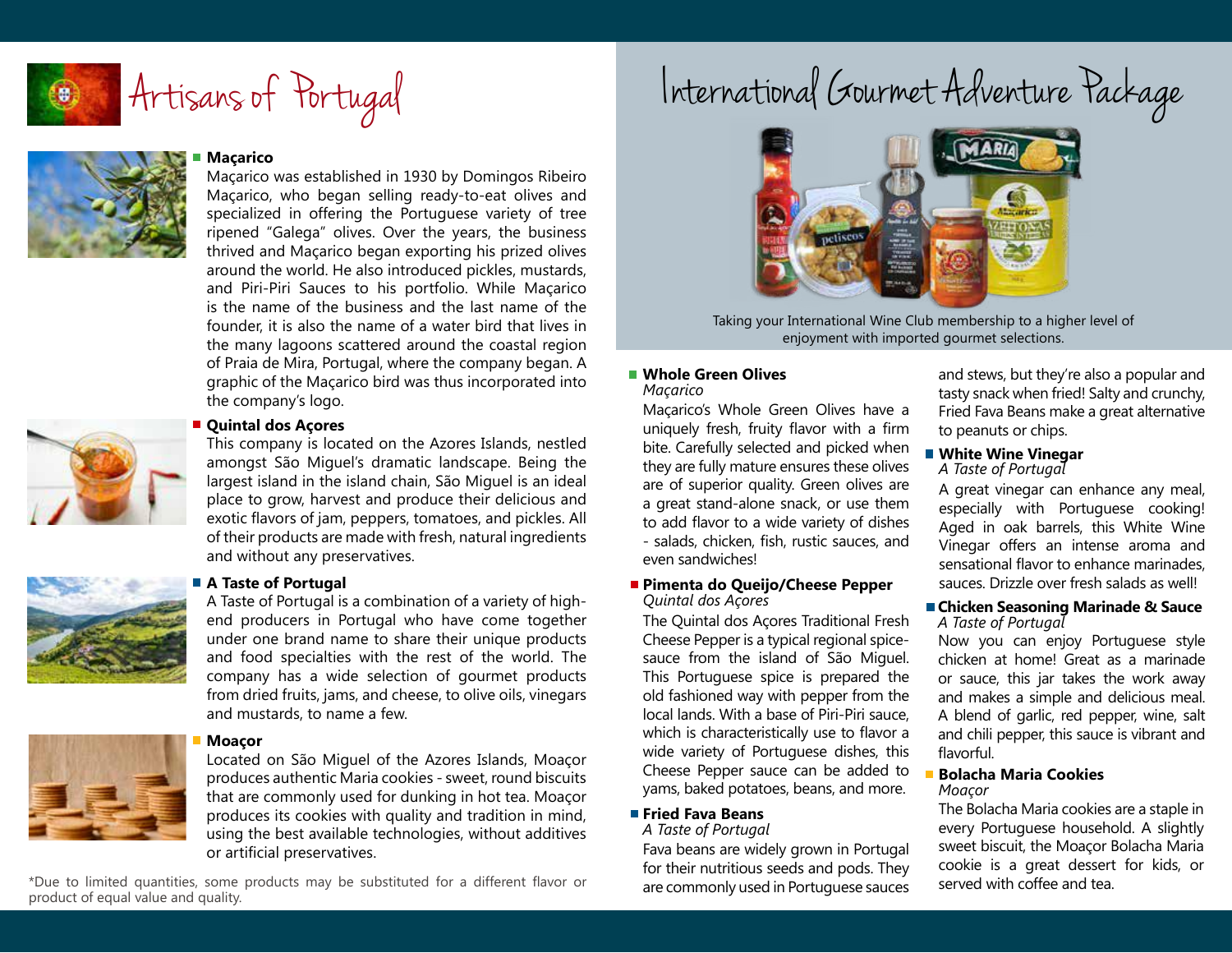# Artisans of Portugal

### Maçarico

Maçarico was established in 1930 by Domingos Ribeiro Maçarico, who began selling ready-to-eat olives and specialized in offering the Portuguese variety of tree ripened "Galega" olives. Over the years, the business thrived and Maçarico began exporting his prized olives around the world. He also introduced pickles, mustards, and Piri-Piri Sauces to his portfolio. While Maçarico is the name of the business and the last name of the founder, it is also the name of a water bird that lives in the many lagoons scattered around the coastal region of Praia de Mira, Portugal, where the company began. A graphic of the Maçarico bird was thus incorporated into the company's logo.

### Quintal dos Açores

This company is located on the Azores Islands, nestled amongst São Miguel's dramatic landscape. Being the largest island in the island chain, São Miguel is an ideal place to grow, harvest and produce their delicious and exotic flavors of jam, peppers, tomatoes, and pickles. All of their products are made with fresh, natural ingredients and without any preservatives.

### A Taste of Portugal

A Taste of Portugal is a combination of a variety of high-end producers in Portugal who have come together under one brand name to share their unique products and food specialties with the rest of the world. The company has a wide selection of gourmet products from dried fruits, jams, and cheese, to olive oils, vinegars and mustards, to name a few.

### Moaçor

Located on São Miguel of the Azores Islands, Moaçor produces authentic Maria cookies - sweet, round biscuits that are commonly used for dunking in hot tea. Moaçor produces its cookies with quality and tradition in mind, using the best available technologies, without additives or artificial preservatives.

*Due to limited quantities, some products may be substituted for a different flavor or product of equal value and quality.

# International Gourmet Adventure Package

Taking your International Wine Club membership to a higher level of enjoyment with imported gourmet selections.

### Whole Green Olives

*Maçarico*

Maçarico's Whole Green Olives have a uniquely fresh, fruity flavor with a firm bite. Carefully selected and picked when they are fully mature ensures these olives are of superior quality. Green olives are a great stand-alone snack, or use them to add flavor to a wide variety of dishes - salads, chicken, fish, rustic sauces, and even sandwiches!

### Pimenta do Queijo/Cheese Pepper

*Quintal dos Açores*

The Quintal dos Açores Traditional Fresh Cheese Pepper is a typical regional spice-sauce from the island of São Miguel. This Portuguese spice is prepared the old fashioned way with pepper from the local lands. With a base of Piri-Piri sauce, which is characteristically use to flavor a wide variety of Portuguese dishes, this Cheese Pepper sauce can be added to yams, baked potatoes, beans, and more.

### Fried Fava Beans

*A Taste of Portugal*

Fava beans are widely grown in Portugal for their nutritious seeds and pods. They are commonly used in Portuguese sauces and stews, but they're also a popular and tasty snack when fried! Salty and crunchy, Fried Fava Beans make a great alternative to peanuts or chips.

### White Wine Vinegar

*A Taste of Portugal*

A great vinegar can enhance any meal, especially with Portuguese cooking! Aged in oak barrels, this White Wine Vinegar offers an intense aroma and sensational flavor to enhance marinades, sauces. Drizzle over fresh salads as well!

### Chicken Seasoning Marinade & Sauce

*A Taste of Portugal*

Now you can enjoy Portuguese style chicken at home! Great as a marinade or sauce, this jar takes the work away and makes a simple and delicious meal. A blend of garlic, red pepper, wine, salt and chili pepper, this sauce is vibrant and flavorful.

### Bolacha Maria Cookies

*Moaçor*

The Bolacha Maria cookies are a staple in every Portuguese household. A slightly sweet biscuit, the Moaçor Bolacha Maria cookie is a great dessert for kids, or served with coffee and tea.